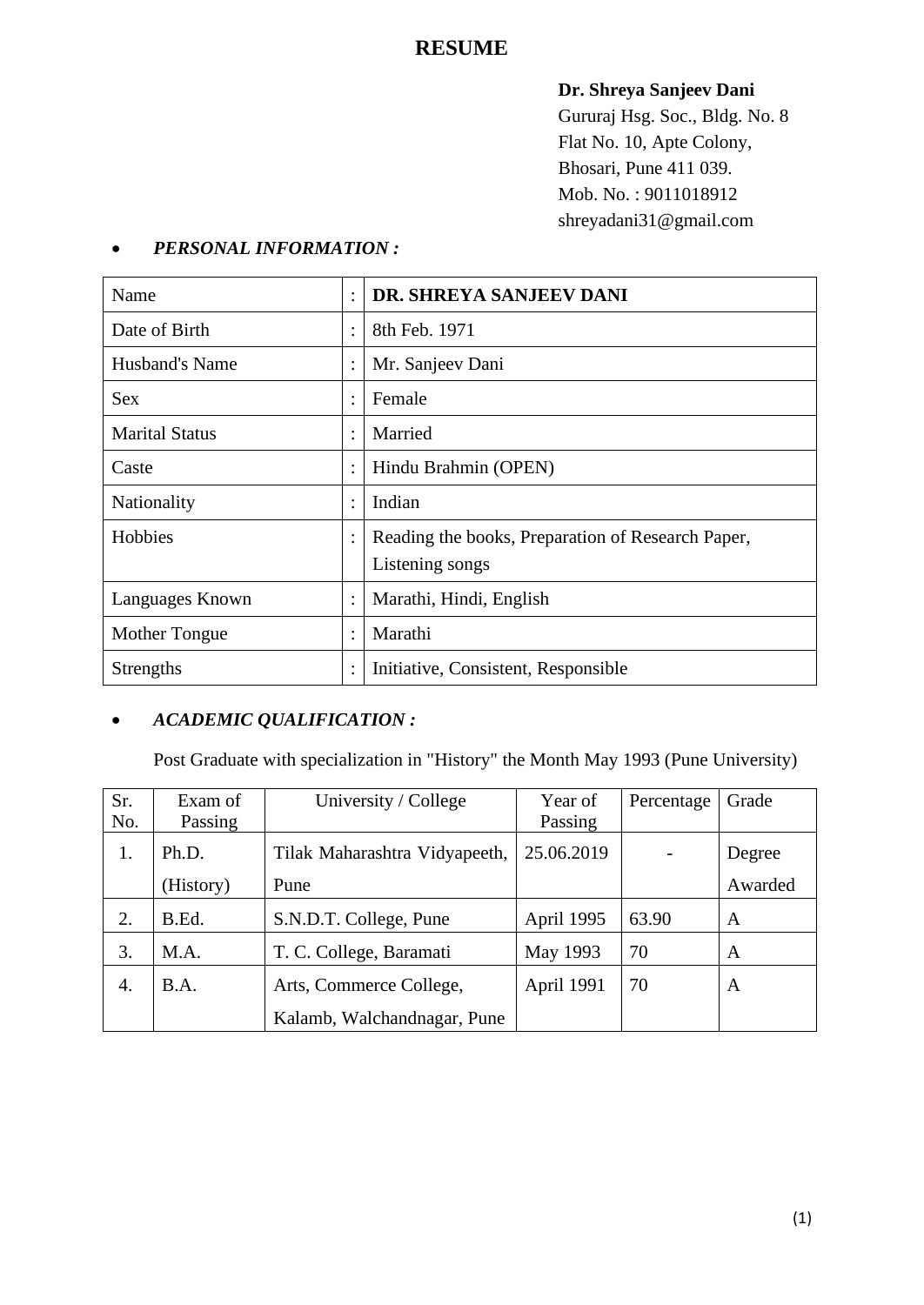# RESUME

**Dr. Shreya Sanjeev Dani**
Gururaj Hsg. Soc., Bldg. No. 8
Flat No. 10, Apte Colony,
Bhosari, Pune 411 039.
Mob. No. : 9011018912
shreyadani31@gmail.com

- ***PERSONAL INFORMATION :***

| | | |
|---|---|---|
| Name | : | **DR. SHREYA SANJEEV DANI** |
| Date of Birth | : | 8th Feb. 1971 |
| Husband's Name | : | Mr. Sanjeev Dani |
| Sex | : | Female |
| Marital Status | : | Married |
| Caste | : | Hindu Brahmin (OPEN) |
| Nationality | : | Indian |
| Hobbies | : | Reading the books, Preparation of Research Paper, Listening songs |
| Languages Known | : | Marathi, Hindi, English |
| Mother Tongue | : | Marathi |
| Strengths | : | Initiative, Consistent, Responsible |

- ***ACADEMIC QUALIFICATION :***

Post Graduate with specialization in "History" the Month May 1993 (Pune University)

| Sr. No. | Exam of Passing | University / College | Year of Passing | Percentage | Grade |
|---|---|---|---|---|---|
| 1. | Ph.D. (History) | Tilak Maharashtra Vidyapeeth, Pune | 25.06.2019 | - | Degree Awarded |
| 2. | B.Ed. | S.N.D.T. College, Pune | April 1995 | 63.90 | A |
| 3. | M.A. | T. C. College, Baramati | May 1993 | 70 | A |
| 4. | B.A. | Arts, Commerce College, Kalamb, Walchandnagar, Pune | April 1991 | 70 | A |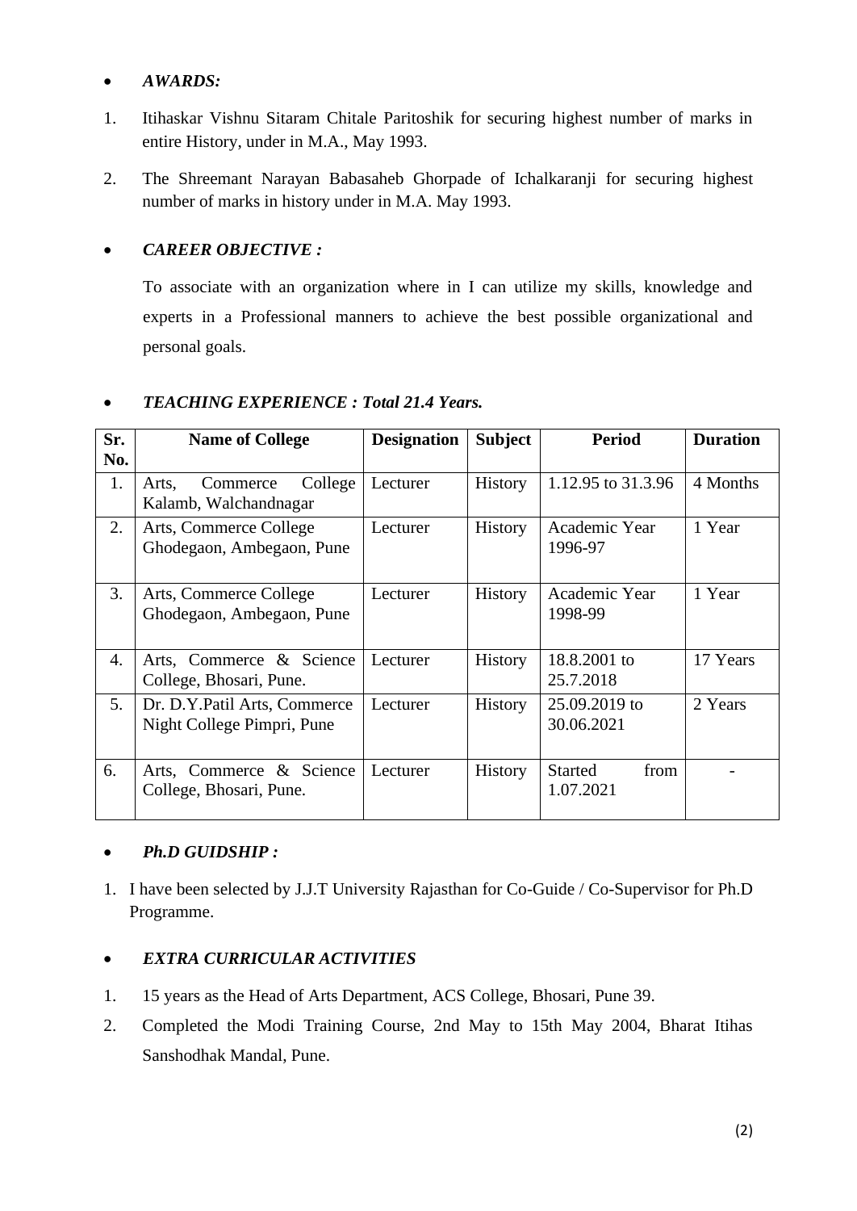- ***AWARDS:***

1. Itihaskar Vishnu Sitaram Chitale Paritoshik for securing highest number of marks in entire History, under in M.A., May 1993.
2. The Shreemant Narayan Babasaheb Ghorpade of Ichalkaranji for securing highest number of marks in history under in M.A. May 1993.

- ***CAREER OBJECTIVE :***

To associate with an organization where in I can utilize my skills, knowledge and experts in a Professional manners to achieve the best possible organizational and personal goals.

- ***TEACHING EXPERIENCE : Total 21.4 Years.***

| Sr. No. | Name of College | Designation | Subject | Period | Duration |
|---|---|---|---|---|---|
| 1. | Arts, Commerce College Kalamb, Walchandnagar | Lecturer | History | 1.12.95 to 31.3.96 | 4 Months |
| 2. | Arts, Commerce College Ghodegaon, Ambegaon, Pune | Lecturer | History | Academic Year 1996-97 | 1 Year |
| 3. | Arts, Commerce College Ghodegaon, Ambegaon, Pune | Lecturer | History | Academic Year 1998-99 | 1 Year |
| 4. | Arts, Commerce & Science College, Bhosari, Pune. | Lecturer | History | 18.8.2001 to 25.7.2018 | 17 Years |
| 5. | Dr. D.Y.Patil Arts, Commerce Night College Pimpri, Pune | Lecturer | History | 25.09.2019 to 30.06.2021 | 2 Years |
| 6. | Arts, Commerce & Science College, Bhosari, Pune. | Lecturer | History | Started from 1.07.2021 | - |

- ***Ph.D GUIDSHIP :***

1. I have been selected by J.J.T University Rajasthan for Co-Guide / Co-Supervisor for Ph.D Programme.

- ***EXTRA CURRICULAR ACTIVITIES***

1. 15 years as the Head of Arts Department, ACS College, Bhosari, Pune 39.
2. Completed the Modi Training Course, 2nd May to 15th May 2004, Bharat Itihas Sanshodhak Mandal, Pune.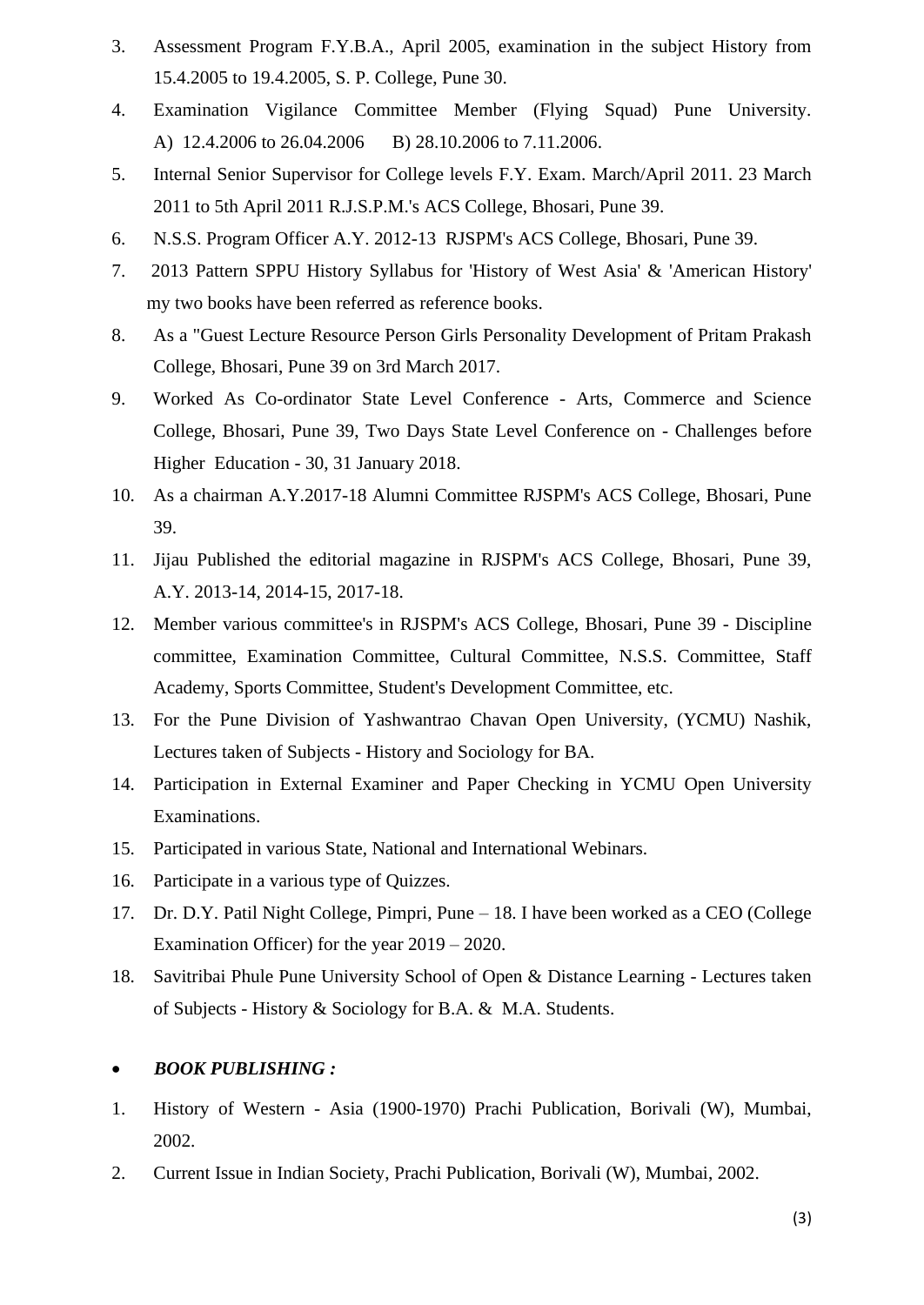3. Assessment Program F.Y.B.A., April 2005, examination in the subject History from 15.4.2005 to 19.4.2005, S. P. College, Pune 30.
4. Examination Vigilance Committee Member (Flying Squad) Pune University. A) 12.4.2006 to 26.04.2006 B) 28.10.2006 to 7.11.2006.
5. Internal Senior Supervisor for College levels F.Y. Exam. March/April 2011. 23 March 2011 to 5th April 2011 R.J.S.P.M.'s ACS College, Bhosari, Pune 39.
6. N.S.S. Program Officer A.Y. 2012-13 RJSPM's ACS College, Bhosari, Pune 39.
7. 2013 Pattern SPPU History Syllabus for 'History of West Asia' & 'American History' my two books have been referred as reference books.
8. As a "Guest Lecture Resource Person Girls Personality Development of Pritam Prakash College, Bhosari, Pune 39 on 3rd March 2017.
9. Worked As Co-ordinator State Level Conference - Arts, Commerce and Science College, Bhosari, Pune 39, Two Days State Level Conference on - Challenges before Higher Education - 30, 31 January 2018.
10. As a chairman A.Y.2017-18 Alumni Committee RJSPM's ACS College, Bhosari, Pune 39.
11. Jijau Published the editorial magazine in RJSPM's ACS College, Bhosari, Pune 39, A.Y. 2013-14, 2014-15, 2017-18.
12. Member various committee's in RJSPM's ACS College, Bhosari, Pune 39 - Discipline committee, Examination Committee, Cultural Committee, N.S.S. Committee, Staff Academy, Sports Committee, Student's Development Committee, etc.
13. For the Pune Division of Yashwantrao Chavan Open University, (YCMU) Nashik, Lectures taken of Subjects - History and Sociology for BA.
14. Participation in External Examiner and Paper Checking in YCMU Open University Examinations.
15. Participated in various State, National and International Webinars.
16. Participate in a various type of Quizzes.
17. Dr. D.Y. Patil Night College, Pimpri, Pune – 18. I have been worked as a CEO (College Examination Officer) for the year 2019 – 2020.
18. Savitribai Phule Pune University School of Open & Distance Learning - Lectures taken of Subjects - History & Sociology for B.A. & M.A. Students.

- ***BOOK PUBLISHING :***

1. History of Western - Asia (1900-1970) Prachi Publication, Borivali (W), Mumbai, 2002.
2. Current Issue in Indian Society, Prachi Publication, Borivali (W), Mumbai, 2002.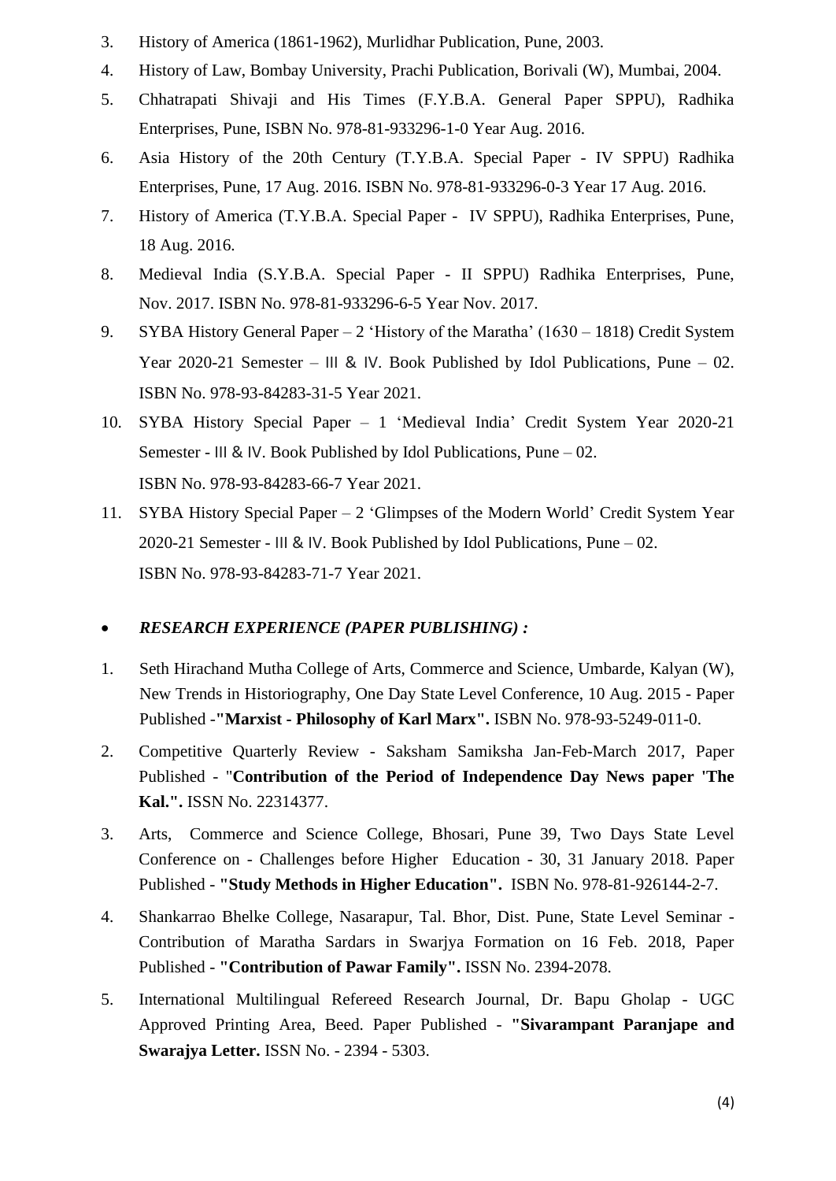3. History of America (1861-1962), Murlidhar Publication, Pune, 2003.
4. History of Law, Bombay University, Prachi Publication, Borivali (W), Mumbai, 2004.
5. Chhatrapati Shivaji and His Times (F.Y.B.A. General Paper SPPU), Radhika Enterprises, Pune, ISBN No. 978-81-933296-1-0 Year Aug. 2016.
6. Asia History of the 20th Century (T.Y.B.A. Special Paper - IV SPPU) Radhika Enterprises, Pune, 17 Aug. 2016. ISBN No. 978-81-933296-0-3 Year 17 Aug. 2016.
7. History of America (T.Y.B.A. Special Paper - IV SPPU), Radhika Enterprises, Pune, 18 Aug. 2016.
8. Medieval India (S.Y.B.A. Special Paper - II SPPU) Radhika Enterprises, Pune, Nov. 2017. ISBN No. 978-81-933296-6-5 Year Nov. 2017.
9. SYBA History General Paper – 2 'History of the Maratha' (1630 – 1818) Credit System Year 2020-21 Semester – III & IV. Book Published by Idol Publications, Pune – 02. ISBN No. 978-93-84283-31-5 Year 2021.
10. SYBA History Special Paper – 1 'Medieval India' Credit System Year 2020-21 Semester - III & IV. Book Published by Idol Publications, Pune – 02.
    ISBN No. 978-93-84283-66-7 Year 2021.
11. SYBA History Special Paper – 2 'Glimpses of the Modern World' Credit System Year 2020-21 Semester - III & IV. Book Published by Idol Publications, Pune – 02.
    ISBN No. 978-93-84283-71-7 Year 2021.

- ***RESEARCH EXPERIENCE (PAPER PUBLISHING) :***

1. Seth Hirachand Mutha College of Arts, Commerce and Science, Umbarde, Kalyan (W), New Trends in Historiography, One Day State Level Conference, 10 Aug. 2015 - Paper Published -**"Marxist - Philosophy of Karl Marx".** ISBN No. 978-93-5249-011-0.
2. Competitive Quarterly Review - Saksham Samiksha Jan-Feb-March 2017, Paper Published - "**Contribution of the Period of Independence Day News paper 'The Kal.".** ISSN No. 22314377.
3. Arts, Commerce and Science College, Bhosari, Pune 39, Two Days State Level Conference on - Challenges before Higher Education - 30, 31 January 2018. Paper Published - **"Study Methods in Higher Education".** ISBN No. 978-81-926144-2-7.
4. Shankarrao Bhelke College, Nasarapur, Tal. Bhor, Dist. Pune, State Level Seminar - Contribution of Maratha Sardars in Swarjya Formation on 16 Feb. 2018, Paper Published - **"Contribution of Pawar Family".** ISSN No. 2394-2078.
5. International Multilingual Refereed Research Journal, Dr. Bapu Gholap - UGC Approved Printing Area, Beed. Paper Published - **"Sivarampant Paranjape and Swarajya Letter.** ISSN No. - 2394 - 5303.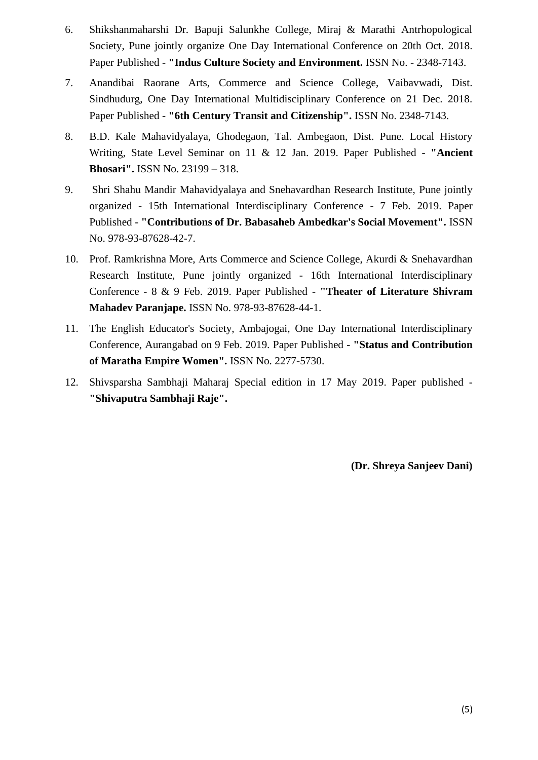6. Shikshanmaharshi Dr. Bapuji Salunkhe College, Miraj & Marathi Antrhopological Society, Pune jointly organize One Day International Conference on 20th Oct. 2018. Paper Published - **"Indus Culture Society and Environment.** ISSN No. - 2348-7143.

7. Anandibai Raorane Arts, Commerce and Science College, Vaibavwadi, Dist. Sindhudurg, One Day International Multidisciplinary Conference on 21 Dec. 2018. Paper Published - **"6th Century Transit and Citizenship".** ISSN No. 2348-7143.

8. B.D. Kale Mahavidyalaya, Ghodegaon, Tal. Ambegaon, Dist. Pune. Local History Writing, State Level Seminar on 11 & 12 Jan. 2019. Paper Published - **"Ancient Bhosari".** ISSN No. 23199 – 318.

9. Shri Shahu Mandir Mahavidyalaya and Snehavardhan Research Institute, Pune jointly organized - 15th International Interdisciplinary Conference - 7 Feb. 2019. Paper Published - **"Contributions of Dr. Babasaheb Ambedkar's Social Movement".** ISSN No. 978-93-87628-42-7.

10. Prof. Ramkrishna More, Arts Commerce and Science College, Akurdi & Snehavardhan Research Institute, Pune jointly organized - 16th International Interdisciplinary Conference - 8 & 9 Feb. 2019. Paper Published - **"Theater of Literature Shivram Mahadev Paranjape.** ISSN No. 978-93-87628-44-1.

11. The English Educator's Society, Ambajogai, One Day International Interdisciplinary Conference, Aurangabad on 9 Feb. 2019. Paper Published - **"Status and Contribution of Maratha Empire Women".** ISSN No. 2277-5730.

12. Shivsparsha Sambhaji Maharaj Special edition in 17 May 2019. Paper published - **"Shivaputra Sambhaji Raje".**

**(Dr. Shreya Sanjeev Dani)**